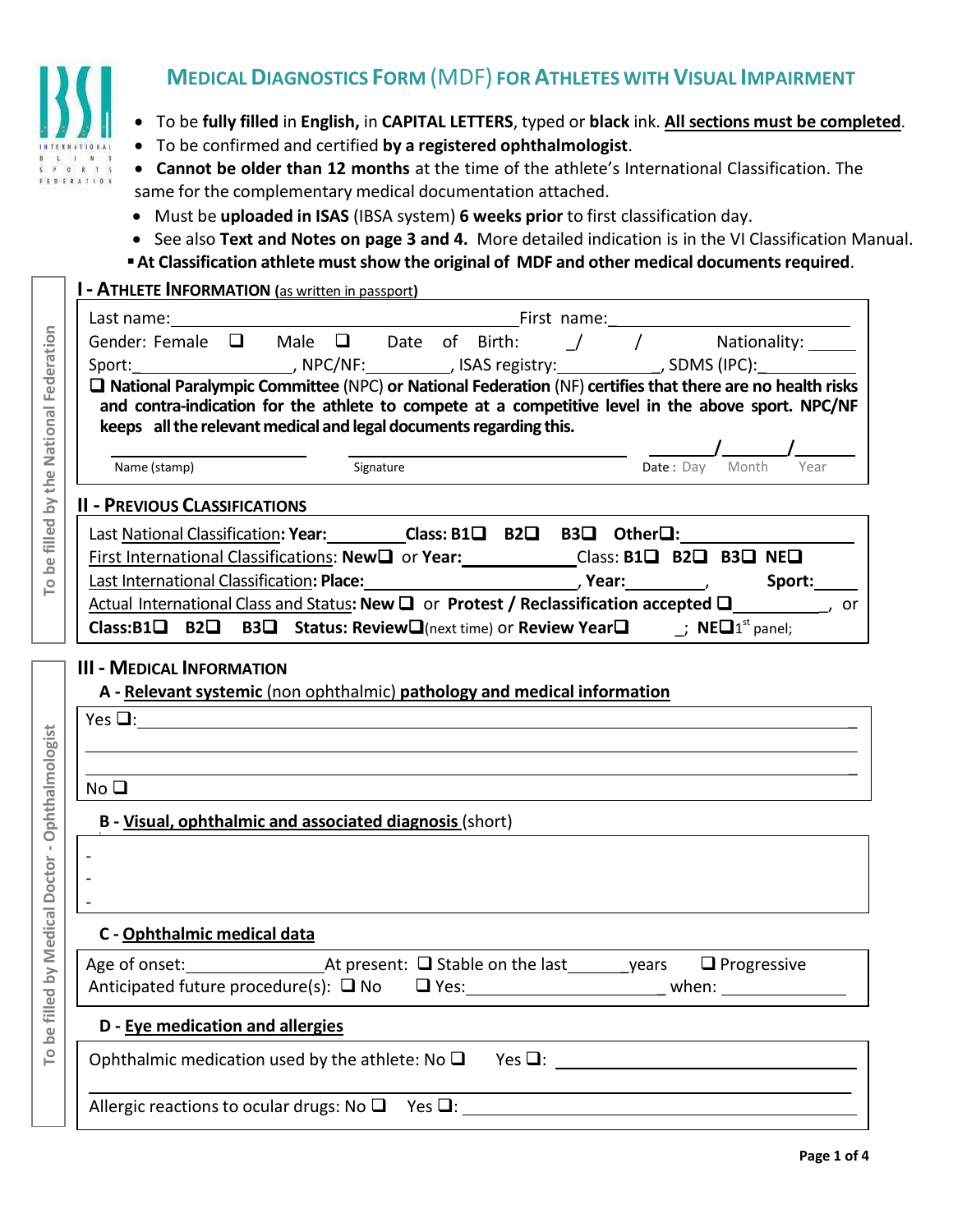# MEDICAL DIAGNOSTICS FORM (MDF) FOR ATHLETES WITH VISUAL IMPAIRMENT

- To be **fully filled** in **English,** in **CAPITAL LETTERS**, typed or **black** ink. **All sections must be completed**.
- To be confirmed and certified **by a registered ophthalmologist**.
- **Cannot be older than 12 months** at the time of the athlete's International Classification. The same for the complementary medical documentation attached.
- Must be **uploaded in ISAS** (IBSA system) **6 weeks prior** to first classification day.
- See also **Text and Notes on page 3 and 4.** More detailed indication is in the VI Classification Manual.
- **At Classification athlete must show the original of MDF and other medical documents required**.

*To be filled by the National Federation*

## I - ATHLETE INFORMATION (as written in passport)

Last name:______________________________ First name:______________________________

Gender: Female ❑ Male ❑ Date of Birth: __/__/__ Nationality: _____

Sport:_______________, NPC/NF:_________, ISAS registry:___________, SDMS (IPC):___________

❑ **National Paralympic Committee** (NPC) **or National Federation** (NF) **certifies that there are no health risks and contra-indication for the athlete to compete at a competitive level in the above sport. NPC/NF keeps all the relevant medical and legal documents regarding this.**

Name (stamp) ____________ Signature ____________ Date: Day ____ / Month ____ / Year ____

## II - PREVIOUS CLASSIFICATIONS

Last National Classification: **Year:**________ **Class: B1**❑ **B2**❑ **B3**❑ **Other**❑:____________

First International Classifications: **New**❑ or **Year:**____________ Class: **B1**❑ **B2**❑ **B3**❑ **NE**❑

Last International Classification: **Place:**______________________, **Year:**_________, **Sport:**_____

Actual International Class and Status: **New** ❑ or **Protest / Reclassification accepted** ❑__________, or

**Class:B1**❑ **B2**❑ **B3**❑ **Status: Review**❑(next time) or **Review Year**❑ ______; **NE**❑1st panel;

*To be filled by Medical Doctor - Ophthalmologist*

## III - MEDICAL INFORMATION

### A - Relevant systemic (non ophthalmic) pathology and medical information

Yes ❑:______________________________________________

______________________________________________

______________________________________________

No ❑

### B - Visual, ophthalmic and associated diagnosis (short)

-
-
-

### C - Ophthalmic medical data

Age of onset:______________ At present: ❑ Stable on the last______years ❑ Progressive

Anticipated future procedure(s): ❑ No ❑ Yes:______________________ when: ______________

### D - Eye medication and allergies

Ophthalmic medication used by the athlete: No ❑ Yes ❑: ______________________

______________________________________________

Allergic reactions to ocular drugs: No ❑ Yes ❑: ______________________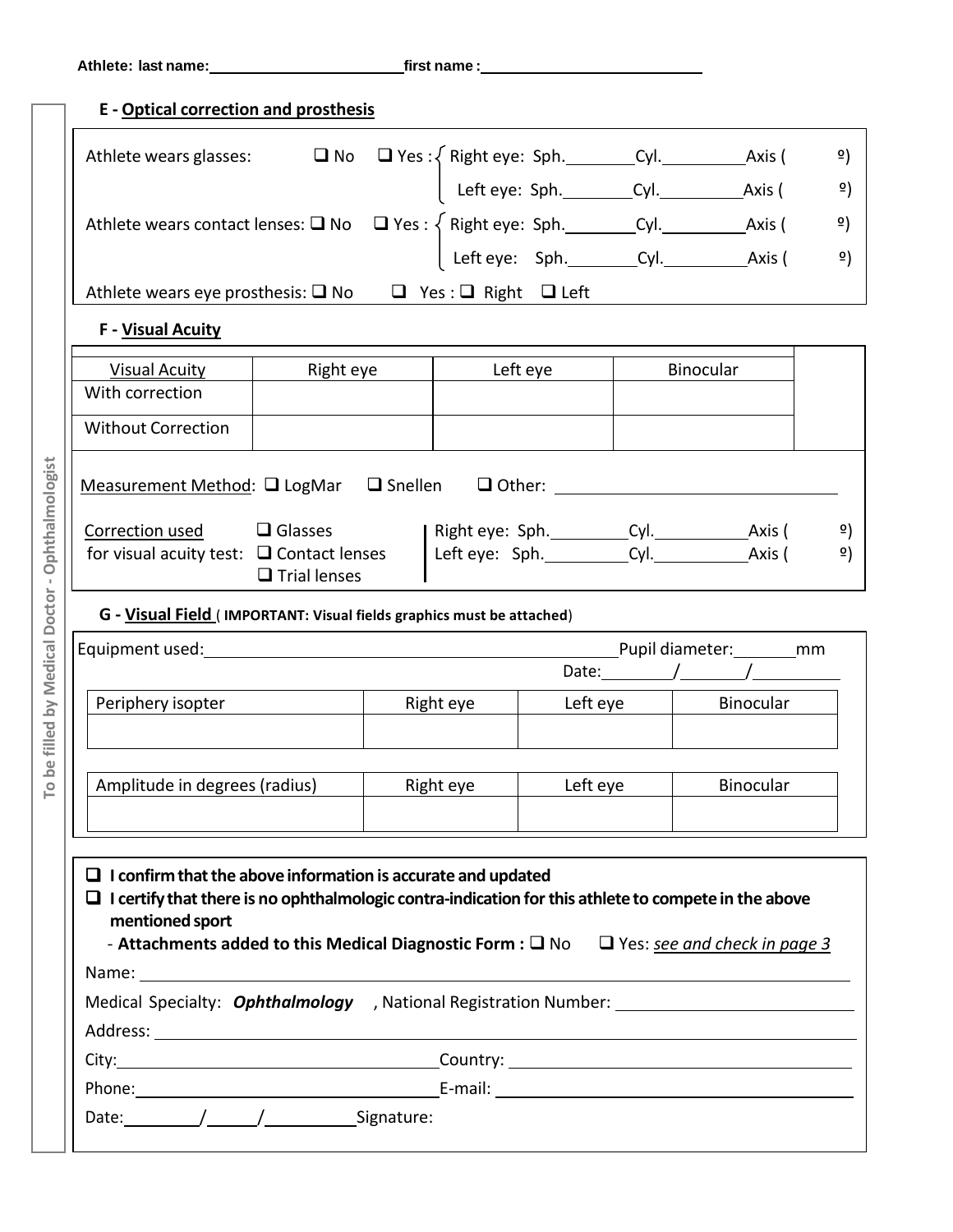Athlete: last name:________________________ first name :____________________________

To be filled by Medical Doctor - Ophthalmologist

## E - Optical correction and prosthesis

Athlete wears glasses: ❑ No ❑ Yes : Right eye: Sph.________Cyl.__________Axis ( º)
Left eye: Sph.________Cyl.__________Axis ( º)

Athlete wears contact lenses: ❑ No ❑ Yes : Right eye: Sph.________Cyl.__________Axis ( º)
Left eye: Sph.________Cyl.__________Axis ( º)

Athlete wears eye prosthesis: ❑ No ❑ Yes : ❑ Right ❑ Left

## F - Visual Acuity

| Visual Acuity | Right eye | Left eye | Binocular |
|---|---|---|---|
| With correction | | | |
| Without Correction | | | |

Measurement Method: ❑ LogMar ❑ Snellen ❑ Other: ______________________________

Correction used for visual acuity test: ❑ Glasses ❑ Contact lenses ❑ Trial lenses

Right eye: Sph.__________Cyl.___________Axis ( º)
Left eye: Sph.__________Cyl.___________Axis ( º)

## G - Visual Field ( IMPORTANT: Visual fields graphics must be attached)

Equipment used:______________________________________________ Pupil diameter:_______mm

Date:________/_______/__________

| Periphery isopter | Right eye | Left eye | Binocular |
|---|---|---|---|
| | | | |

| Amplitude in degrees (radius) | Right eye | Left eye | Binocular |
|---|---|---|---|
| | | | |

- ❑ **I confirm that the above information is accurate and updated**
- ❑ **I certify that there is no ophthalmologic contra-indication for this athlete to compete in the above mentioned sport**

- **Attachments added to this Medical Diagnostic Form :** ❑ No ❑ Yes: *see and check in page 3*

Name: ____________________________________________________________

Medical Specialty: ***Ophthalmology*** , National Registration Number: ______________________

Address: __________________________________________________________

City:____________________________________ Country: ___________________________________

Phone:___________________________________ E-mail: ___________________________________

Date:_________/______/___________ Signature: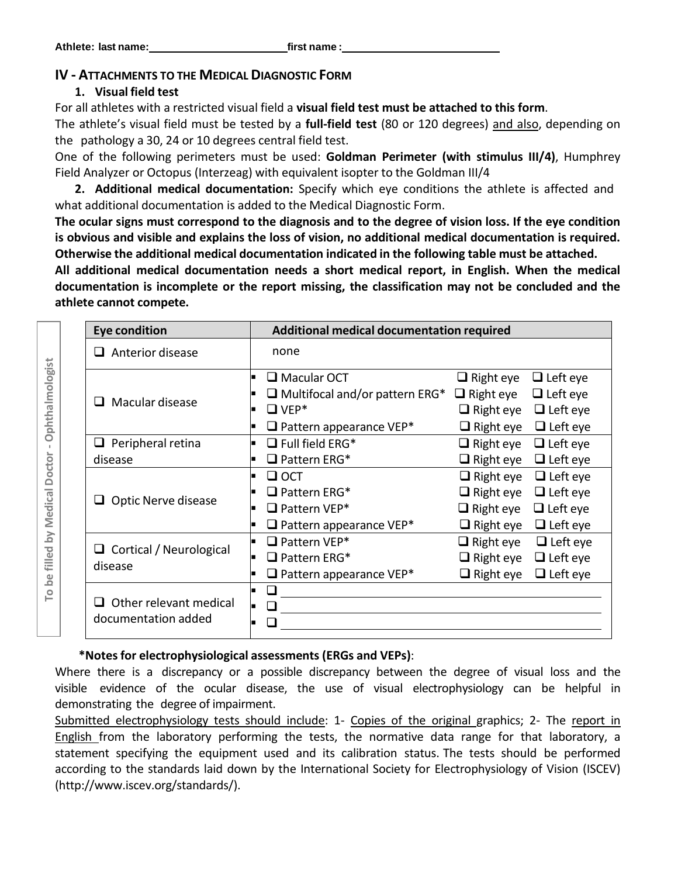Athlete: last name:\_\_\_\_\_\_\_\_\_\_\_\_\_\_\_\_\_\_\_\_\_\_\_\_first name :\_\_\_\_\_\_\_\_\_\_\_\_\_\_\_\_\_\_\_\_\_\_\_\_\_\_\_\_

## IV - ATTACHMENTS TO THE MEDICAL DIAGNOSTIC FORM

### 1. Visual field test

For all athletes with a restricted visual field a **visual field test must be attached to this form**.

The athlete's visual field must be tested by a **full-field test** (80 or 120 degrees) <u>and also</u>, depending on the pathology a 30, 24 or 10 degrees central field test.

One of the following perimeters must be used: **Goldman Perimeter (with stimulus III/4)**, Humphrey Field Analyzer or Octopus (Interzeag) with equivalent isopter to the Goldman III/4

**2. Additional medical documentation:** Specify which eye conditions the athlete is affected and what additional documentation is added to the Medical Diagnostic Form.

**The ocular signs must correspond to the diagnosis and to the degree of vision loss. If the eye condition is obvious and visible and explains the loss of vision, no additional medical documentation is required. Otherwise the additional medical documentation indicated in the following table must be attached.**

**All additional medical documentation needs a short medical report, in English. When the medical documentation is incomplete or the report missing, the classification may not be concluded and the athlete cannot compete.**

To be filled by Medical Doctor - Ophthalmologist

| Eye condition | Additional medical documentation required | | |
|---|---|---|---|
| ❑ Anterior disease | none | | |
| ❑ Macular disease | ❑ Macular OCT | ❑ Right eye | ❑ Left eye |
| | ❑ Multifocal and/or pattern ERG* | ❑ Right eye | ❑ Left eye |
| | ❑ VEP* | ❑ Right eye | ❑ Left eye |
| | ❑ Pattern appearance VEP* | ❑ Right eye | ❑ Left eye |
| ❑ Peripheral retina disease | ❑ Full field ERG* | ❑ Right eye | ❑ Left eye |
| | ❑ Pattern ERG* | ❑ Right eye | ❑ Left eye |
| ❑ Optic Nerve disease | ❑ OCT | ❑ Right eye | ❑ Left eye |
| | ❑ Pattern ERG* | ❑ Right eye | ❑ Left eye |
| | ❑ Pattern VEP* | ❑ Right eye | ❑ Left eye |
| | ❑ Pattern appearance VEP* | ❑ Right eye | ❑ Left eye |
| ❑ Cortical / Neurological disease | ❑ Pattern VEP* | ❑ Right eye | ❑ Left eye |
| | ❑ Pattern ERG* | ❑ Right eye | ❑ Left eye |
| | ❑ Pattern appearance VEP* | ❑ Right eye | ❑ Left eye |
| ❑ Other relevant medical documentation added | ❑ \_\_\_\_\_\_\_\_\_\_ | | |
| | ❑ \_\_\_\_\_\_\_\_\_\_ | | |
| | ❑ \_\_\_\_\_\_\_\_\_\_ | | |

**\*Notes for electrophysiological assessments (ERGs and VEPs)**:

Where there is a discrepancy or a possible discrepancy between the degree of visual loss and the visible evidence of the ocular disease, the use of visual electrophysiology can be helpful in demonstrating the degree of impairment.

<u>Submitted electrophysiology tests should include</u>: 1- <u>Copies of the original</u> graphics; 2- The <u>report in English</u> from the laboratory performing the tests, the normative data range for that laboratory, a statement specifying the equipment used and its calibration status. The tests should be performed according to the standards laid down by the International Society for Electrophysiology of Vision (ISCEV) (http://www.iscev.org/standards/).